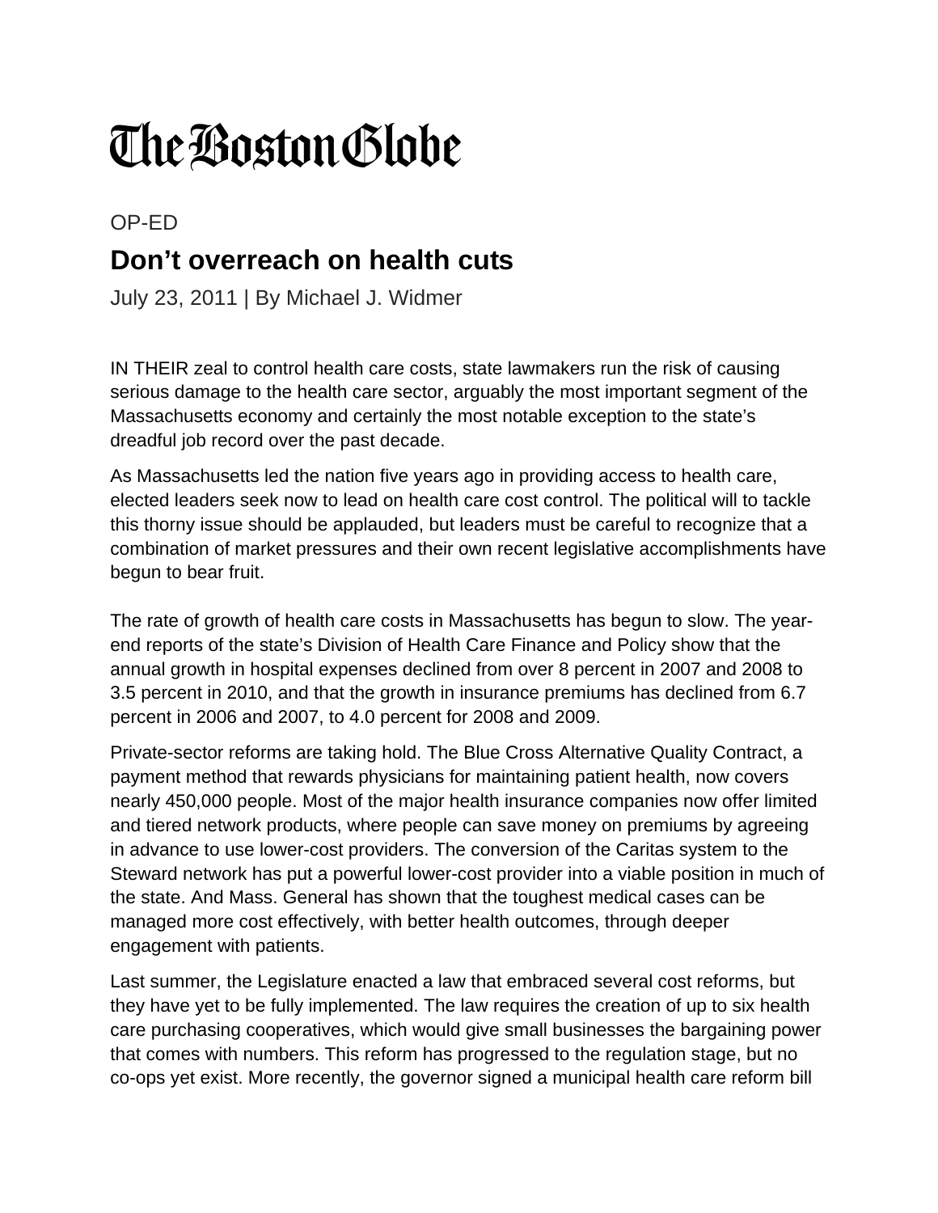# The Boston Globe

OP-ED

## Don't overreach on health cuts

July 23, 2011 | By Michael J. Widmer

IN THEIR zeal to control health care costs, state lawmakers run the risk of causing serious damage to the health care sector, arguably the most important segment of the Massachusetts economy and certainly the most notable exception to the state's dreadful job record over the past decade.

As Massachusetts led the nation five years ago in providing access to health care, elected leaders seek now to lead on health care cost control. The political will to tackle this thorny issue should be applauded, but leaders must be careful to recognize that a combination of market pressures and their own recent legislative accomplishments have begun to bear fruit.

The rate of growth of health care costs in Massachusetts has begun to slow. The year-end reports of the state's Division of Health Care Finance and Policy show that the annual growth in hospital expenses declined from over 8 percent in 2007 and 2008 to 3.5 percent in 2010, and that the growth in insurance premiums has declined from 6.7 percent in 2006 and 2007, to 4.0 percent for 2008 and 2009.

Private-sector reforms are taking hold. The Blue Cross Alternative Quality Contract, a payment method that rewards physicians for maintaining patient health, now covers nearly 450,000 people. Most of the major health insurance companies now offer limited and tiered network products, where people can save money on premiums by agreeing in advance to use lower-cost providers. The conversion of the Caritas system to the Steward network has put a powerful lower-cost provider into a viable position in much of the state. And Mass. General has shown that the toughest medical cases can be managed more cost effectively, with better health outcomes, through deeper engagement with patients.

Last summer, the Legislature enacted a law that embraced several cost reforms, but they have yet to be fully implemented. The law requires the creation of up to six health care purchasing cooperatives, which would give small businesses the bargaining power that comes with numbers. This reform has progressed to the regulation stage, but no co-ops yet exist. More recently, the governor signed a municipal health care reform bill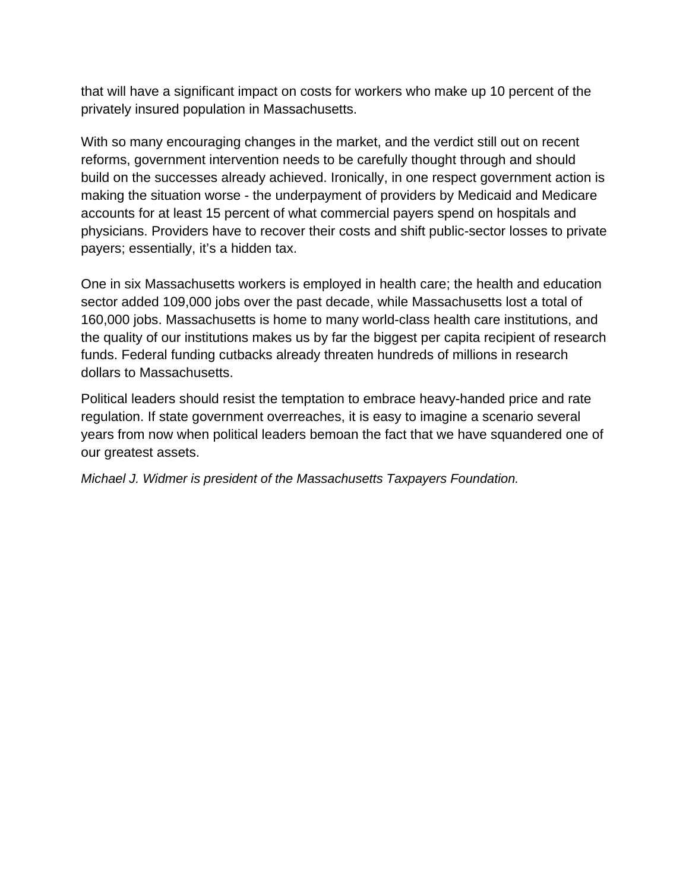that will have a significant impact on costs for workers who make up 10 percent of the privately insured population in Massachusetts.

With so many encouraging changes in the market, and the verdict still out on recent reforms, government intervention needs to be carefully thought through and should build on the successes already achieved. Ironically, in one respect government action is making the situation worse - the underpayment of providers by Medicaid and Medicare accounts for at least 15 percent of what commercial payers spend on hospitals and physicians. Providers have to recover their costs and shift public-sector losses to private payers; essentially, it's a hidden tax.

One in six Massachusetts workers is employed in health care; the health and education sector added 109,000 jobs over the past decade, while Massachusetts lost a total of 160,000 jobs. Massachusetts is home to many world-class health care institutions, and the quality of our institutions makes us by far the biggest per capita recipient of research funds. Federal funding cutbacks already threaten hundreds of millions in research dollars to Massachusetts.

Political leaders should resist the temptation to embrace heavy-handed price and rate regulation. If state government overreaches, it is easy to imagine a scenario several years from now when political leaders bemoan the fact that we have squandered one of our greatest assets.

*Michael J. Widmer is president of the Massachusetts Taxpayers Foundation.*